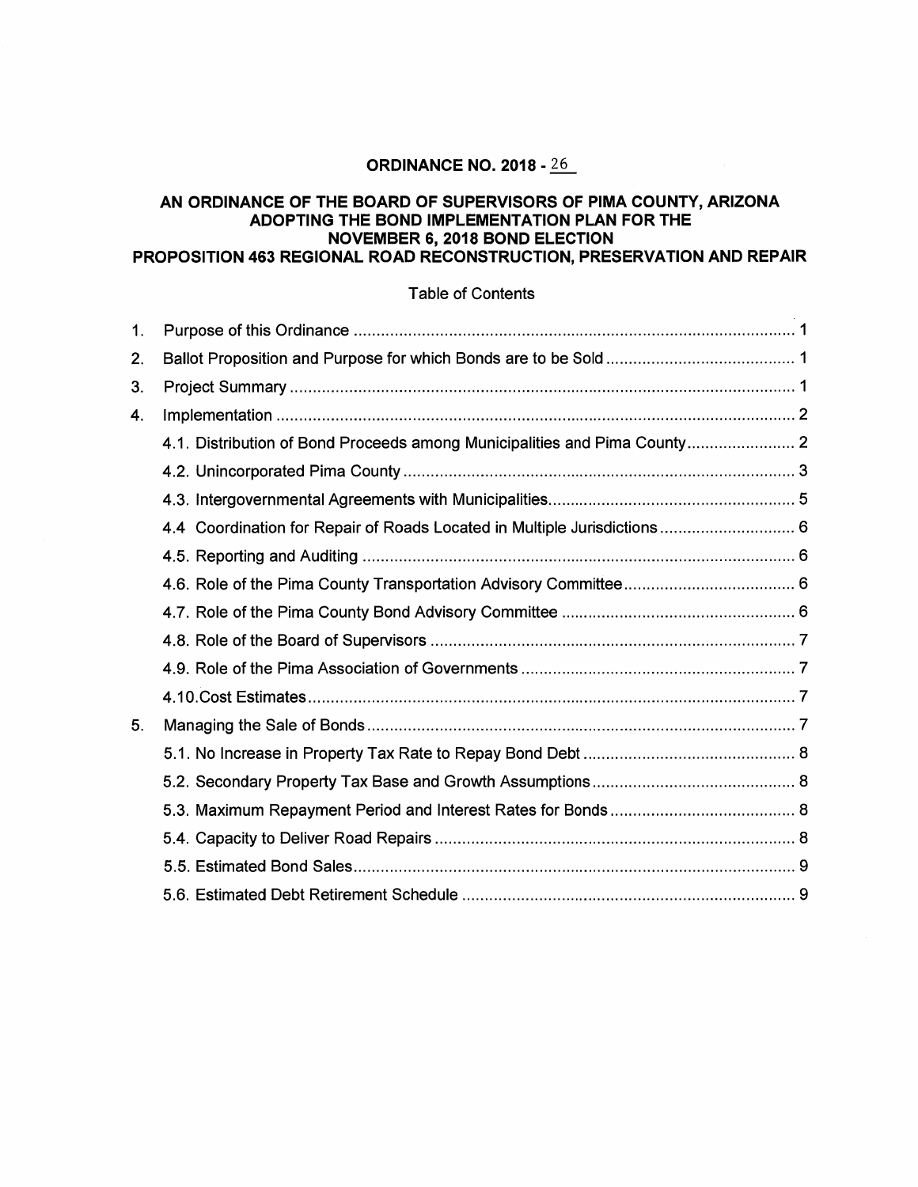# ORDINANCE NO. 2018 - 26

## AN ORDINANCE OF THE BOARD OF SUPERVISORS OF PIMA COUNTY, ARIZONA ADOPTING THE BOND IMPLEMENTATION PLAN FOR THE NOVEMBER 6, 2018 BOND ELECTION PROPOSITION 463 REGIONAL ROAD RECONSTRUCTION, PRESERVATION AND REPAIR

Table of Contents

1. Purpose of this Ordinance ..... 1
2. Ballot Proposition and Purpose for which Bonds are to be Sold ..... 1
3. Project Summary ..... 1
4. Implementation ..... 2
   - 4.1. Distribution of Bond Proceeds among Municipalities and Pima County ..... 2
   - 4.2. Unincorporated Pima County ..... 3
   - 4.3. Intergovernmental Agreements with Municipalities ..... 5
   - 4.4 Coordination for Repair of Roads Located in Multiple Jurisdictions ..... 6
   - 4.5. Reporting and Auditing ..... 6
   - 4.6. Role of the Pima County Transportation Advisory Committee ..... 6
   - 4.7. Role of the Pima County Bond Advisory Committee ..... 6
   - 4.8. Role of the Board of Supervisors ..... 7
   - 4.9. Role of the Pima Association of Governments ..... 7
   - 4.10. Cost Estimates ..... 7
5. Managing the Sale of Bonds ..... 7
   - 5.1. No Increase in Property Tax Rate to Repay Bond Debt ..... 8
   - 5.2. Secondary Property Tax Base and Growth Assumptions ..... 8
   - 5.3. Maximum Repayment Period and Interest Rates for Bonds ..... 8
   - 5.4. Capacity to Deliver Road Repairs ..... 8
   - 5.5. Estimated Bond Sales ..... 9
   - 5.6. Estimated Debt Retirement Schedule ..... 9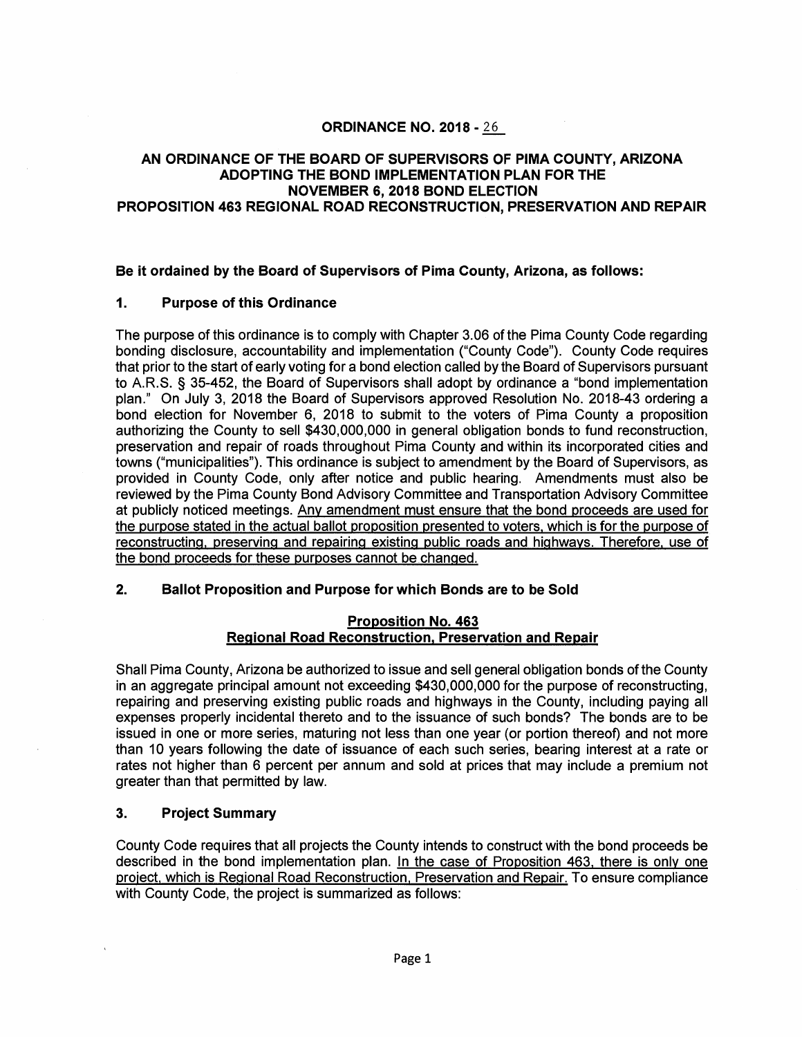# ORDINANCE NO. 2018 - 26

## AN ORDINANCE OF THE BOARD OF SUPERVISORS OF PIMA COUNTY, ARIZONA ADOPTING THE BOND IMPLEMENTATION PLAN FOR THE NOVEMBER 6, 2018 BOND ELECTION PROPOSITION 463 REGIONAL ROAD RECONSTRUCTION, PRESERVATION AND REPAIR

**Be it ordained by the Board of Supervisors of Pima County, Arizona, as follows:**

## 1. Purpose of this Ordinance

The purpose of this ordinance is to comply with Chapter 3.06 of the Pima County Code regarding bonding disclosure, accountability and implementation ("County Code"). County Code requires that prior to the start of early voting for a bond election called by the Board of Supervisors pursuant to A.R.S. § 35-452, the Board of Supervisors shall adopt by ordinance a "bond implementation plan." On July 3, 2018 the Board of Supervisors approved Resolution No. 2018-43 ordering a bond election for November 6, 2018 to submit to the voters of Pima County a proposition authorizing the County to sell $430,000,000 in general obligation bonds to fund reconstruction, preservation and repair of roads throughout Pima County and within its incorporated cities and towns ("municipalities"). This ordinance is subject to amendment by the Board of Supervisors, as provided in County Code, only after notice and public hearing. Amendments must also be reviewed by the Pima County Bond Advisory Committee and Transportation Advisory Committee at publicly noticed meetings. <u>Any amendment must ensure that the bond proceeds are used for the purpose stated in the actual ballot proposition presented to voters, which is for the purpose of reconstructing, preserving and repairing existing public roads and highways. Therefore, use of the bond proceeds for these purposes cannot be changed.</u>

## 2. Ballot Proposition and Purpose for which Bonds are to be Sold

### Proposition No. 463
### Regional Road Reconstruction, Preservation and Repair

Shall Pima County, Arizona be authorized to issue and sell general obligation bonds of the County in an aggregate principal amount not exceeding $430,000,000 for the purpose of reconstructing, repairing and preserving existing public roads and highways in the County, including paying all expenses properly incidental thereto and to the issuance of such bonds? The bonds are to be issued in one or more series, maturing not less than one year (or portion thereof) and not more than 10 years following the date of issuance of each such series, bearing interest at a rate or rates not higher than 6 percent per annum and sold at prices that may include a premium not greater than that permitted by law.

## 3. Project Summary

County Code requires that all projects the County intends to construct with the bond proceeds be described in the bond implementation plan. <u>In the case of Proposition 463, there is only one project, which is Regional Road Reconstruction, Preservation and Repair.</u> To ensure compliance with County Code, the project is summarized as follows: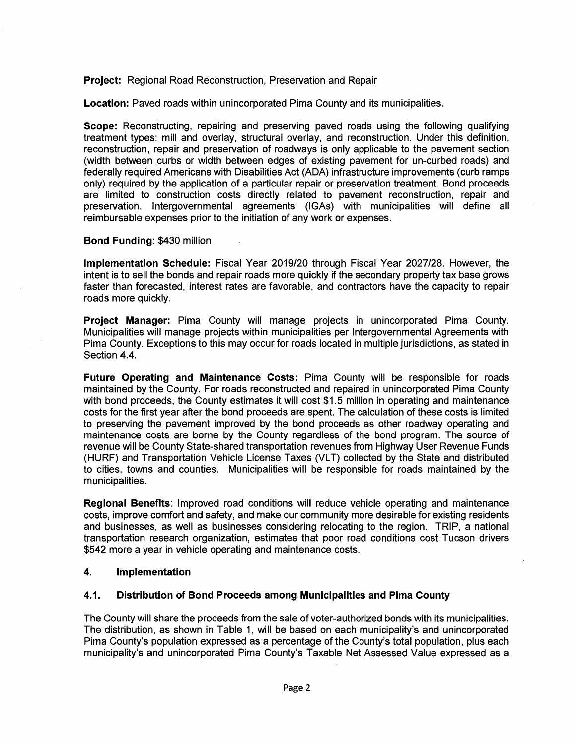**Project:** Regional Road Reconstruction, Preservation and Repair

**Location:** Paved roads within unincorporated Pima County and its municipalities.

**Scope:** Reconstructing, repairing and preserving paved roads using the following qualifying treatment types: mill and overlay, structural overlay, and reconstruction. Under this definition, reconstruction, repair and preservation of roadways is only applicable to the pavement section (width between curbs or width between edges of existing pavement for un-curbed roads) and federally required Americans with Disabilities Act (ADA) infrastructure improvements (curb ramps only) required by the application of a particular repair or preservation treatment. Bond proceeds are limited to construction costs directly related to pavement reconstruction, repair and preservation. Intergovernmental agreements (IGAs) with municipalities will define all reimbursable expenses prior to the initiation of any work or expenses.

**Bond Funding**: $430 million

**Implementation Schedule:** Fiscal Year 2019/20 through Fiscal Year 2027/28. However, the intent is to sell the bonds and repair roads more quickly if the secondary property tax base grows faster than forecasted, interest rates are favorable, and contractors have the capacity to repair roads more quickly.

**Project Manager:** Pima County will manage projects in unincorporated Pima County. Municipalities will manage projects within municipalities per Intergovernmental Agreements with Pima County. Exceptions to this may occur for roads located in multiple jurisdictions, as stated in Section 4.4.

**Future Operating and Maintenance Costs:** Pima County will be responsible for roads maintained by the County. For roads reconstructed and repaired in unincorporated Pima County with bond proceeds, the County estimates it will cost $1.5 million in operating and maintenance costs for the first year after the bond proceeds are spent. The calculation of these costs is limited to preserving the pavement improved by the bond proceeds as other roadway operating and maintenance costs are borne by the County regardless of the bond program. The source of revenue will be County State-shared transportation revenues from Highway User Revenue Funds (HURF) and Transportation Vehicle License Taxes (VLT) collected by the State and distributed to cities, towns and counties. Municipalities will be responsible for roads maintained by the municipalities.

**Regional Benefits**: Improved road conditions will reduce vehicle operating and maintenance costs, improve comfort and safety, and make our community more desirable for existing residents and businesses, as well as businesses considering relocating to the region. TRIP, a national transportation research organization, estimates that poor road conditions cost Tucson drivers $542 more a year in vehicle operating and maintenance costs.

## 4. Implementation

### 4.1. Distribution of Bond Proceeds among Municipalities and Pima County

The County will share the proceeds from the sale of voter-authorized bonds with its municipalities. The distribution, as shown in Table 1, will be based on each municipality's and unincorporated Pima County's population expressed as a percentage of the County's total population, plus each municipality's and unincorporated Pima County's Taxable Net Assessed Value expressed as a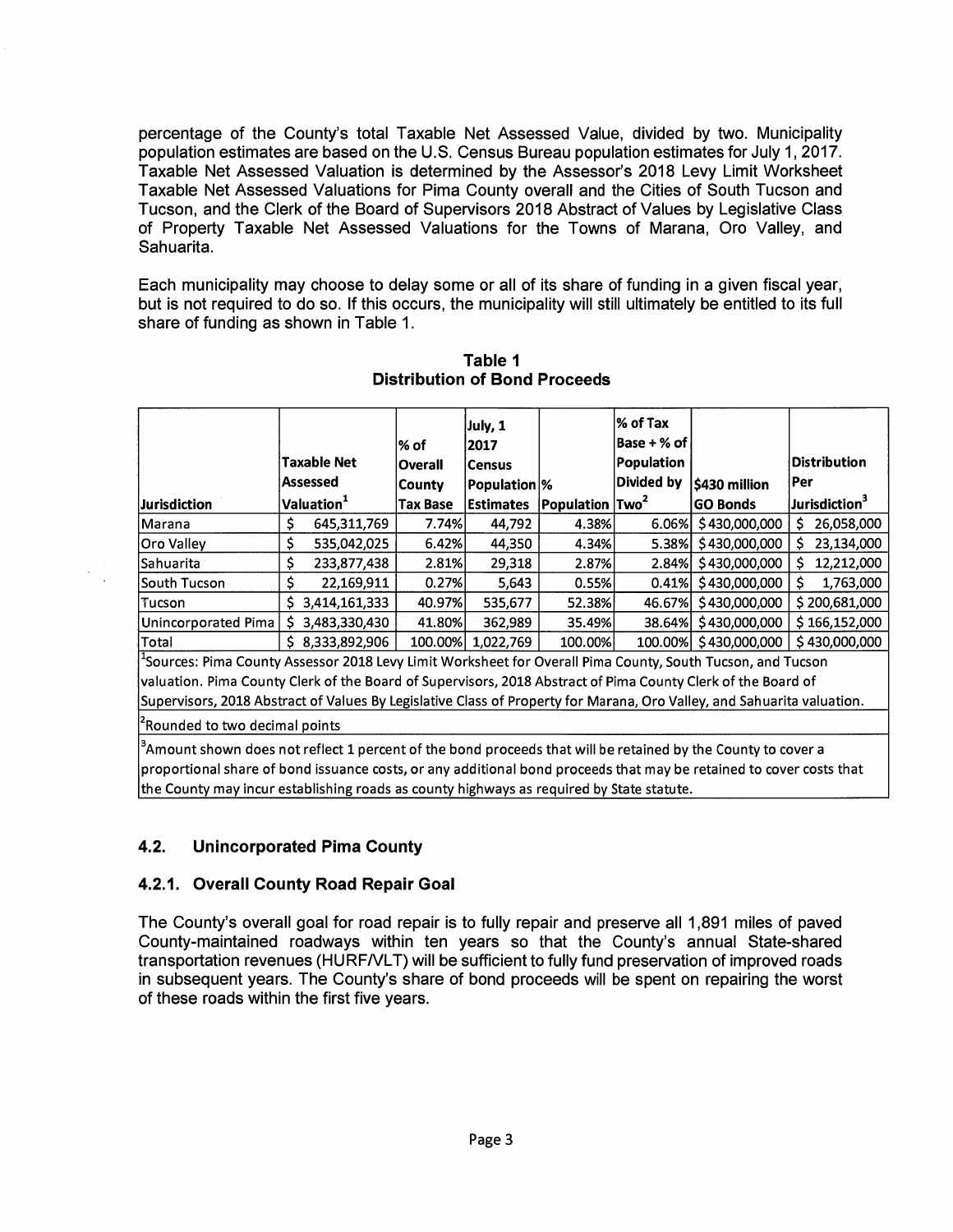percentage of the County's total Taxable Net Assessed Value, divided by two. Municipality population estimates are based on the U.S. Census Bureau population estimates for July 1, 2017. Taxable Net Assessed Valuation is determined by the Assessor's 2018 Levy Limit Worksheet Taxable Net Assessed Valuations for Pima County overall and the Cities of South Tucson and Tucson, and the Clerk of the Board of Supervisors 2018 Abstract of Values by Legislative Class of Property Taxable Net Assessed Valuations for the Towns of Marana, Oro Valley, and Sahuarita.

Each municipality may choose to delay some or all of its share of funding in a given fiscal year, but is not required to do so. If this occurs, the municipality will still ultimately be entitled to its full share of funding as shown in Table 1.

**Table 1**
**Distribution of Bond Proceeds**

| Jurisdiction | Taxable Net Assessed Valuation[1] | % of Overall County Tax Base | July, 1 2017 Census Population Estimates | % Population | % of Tax Base + % of Population Divided by Two[2] | $430 million GO Bonds | Distribution Per Jurisdiction[3] |
|---|---|---|---|---|---|---|---|
| Marana | $ 645,311,769 | 7.74% | 44,792 | 4.38% | 6.06% | $430,000,000 | $ 26,058,000 |
| Oro Valley | $ 535,042,025 | 6.42% | 44,350 | 4.34% | 5.38% | $430,000,000 | $ 23,134,000 |
| Sahuarita | $ 233,877,438 | 2.81% | 29,318 | 2.87% | 2.84% | $430,000,000 | $ 12,212,000 |
| South Tucson | $ 22,169,911 | 0.27% | 5,643 | 0.55% | 0.41% | $430,000,000 | $ 1,763,000 |
| Tucson | $ 3,414,161,333 | 40.97% | 535,677 | 52.38% | 46.67% | $430,000,000 | $ 200,681,000 |
| Unincorporated Pima | $ 3,483,330,430 | 41.80% | 362,989 | 35.49% | 38.64% | $430,000,000 | $ 166,152,000 |
| Total | $ 8,333,892,906 | 100.00% | 1,022,769 | 100.00% | 100.00% | $430,000,000 | $ 430,000,000 |

[1]Sources: Pima County Assessor 2018 Levy Limit Worksheet for Overall Pima County, South Tucson, and Tucson valuation. Pima County Clerk of the Board of Supervisors, 2018 Abstract of Pima County Clerk of the Board of Supervisors, 2018 Abstract of Values By Legislative Class of Property for Marana, Oro Valley, and Sahuarita valuation.

[2]Rounded to two decimal points

[3]Amount shown does not reflect 1 percent of the bond proceeds that will be retained by the County to cover a proportional share of bond issuance costs, or any additional bond proceeds that may be retained to cover costs that the County may incur establishing roads as county highways as required by State statute.

## 4.2. Unincorporated Pima County

### 4.2.1. Overall County Road Repair Goal

The County's overall goal for road repair is to fully repair and preserve all 1,891 miles of paved County-maintained roadways within ten years so that the County's annual State-shared transportation revenues (HURF/VLT) will be sufficient to fully fund preservation of improved roads in subsequent years. The County's share of bond proceeds will be spent on repairing the worst of these roads within the first five years.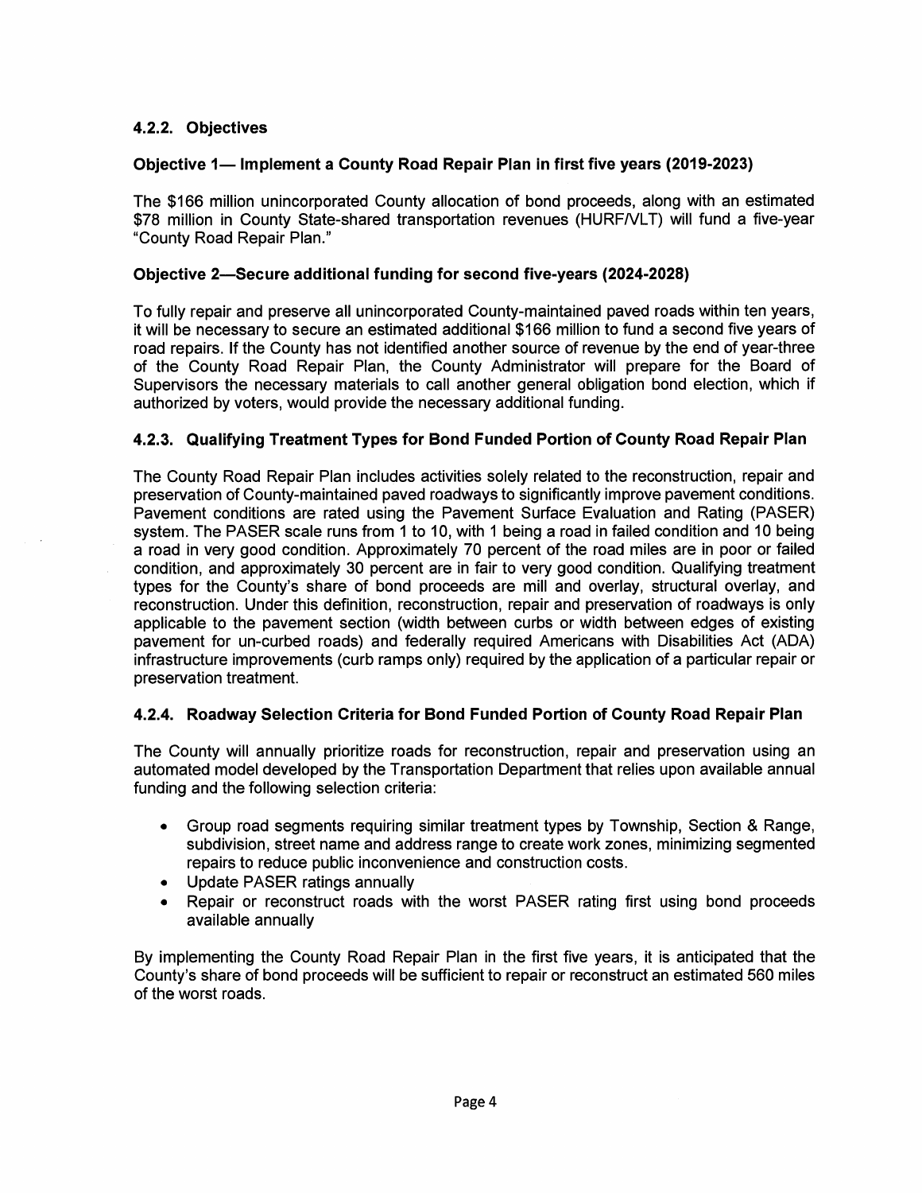### 4.2.2. Objectives

#### Objective 1— Implement a County Road Repair Plan in first five years (2019-2023)

The $166 million unincorporated County allocation of bond proceeds, along with an estimated $78 million in County State-shared transportation revenues (HURF/VLT) will fund a five-year "County Road Repair Plan."

#### Objective 2—Secure additional funding for second five-years (2024-2028)

To fully repair and preserve all unincorporated County-maintained paved roads within ten years, it will be necessary to secure an estimated additional $166 million to fund a second five years of road repairs. If the County has not identified another source of revenue by the end of year-three of the County Road Repair Plan, the County Administrator will prepare for the Board of Supervisors the necessary materials to call another general obligation bond election, which if authorized by voters, would provide the necessary additional funding.

### 4.2.3. Qualifying Treatment Types for Bond Funded Portion of County Road Repair Plan

The County Road Repair Plan includes activities solely related to the reconstruction, repair and preservation of County-maintained paved roadways to significantly improve pavement conditions. Pavement conditions are rated using the Pavement Surface Evaluation and Rating (PASER) system. The PASER scale runs from 1 to 10, with 1 being a road in failed condition and 10 being a road in very good condition. Approximately 70 percent of the road miles are in poor or failed condition, and approximately 30 percent are in fair to very good condition. Qualifying treatment types for the County's share of bond proceeds are mill and overlay, structural overlay, and reconstruction. Under this definition, reconstruction, repair and preservation of roadways is only applicable to the pavement section (width between curbs or width between edges of existing pavement for un-curbed roads) and federally required Americans with Disabilities Act (ADA) infrastructure improvements (curb ramps only) required by the application of a particular repair or preservation treatment.

### 4.2.4. Roadway Selection Criteria for Bond Funded Portion of County Road Repair Plan

The County will annually prioritize roads for reconstruction, repair and preservation using an automated model developed by the Transportation Department that relies upon available annual funding and the following selection criteria:

- Group road segments requiring similar treatment types by Township, Section & Range, subdivision, street name and address range to create work zones, minimizing segmented repairs to reduce public inconvenience and construction costs.
- Update PASER ratings annually
- Repair or reconstruct roads with the worst PASER rating first using bond proceeds available annually

By implementing the County Road Repair Plan in the first five years, it is anticipated that the County's share of bond proceeds will be sufficient to repair or reconstruct an estimated 560 miles of the worst roads.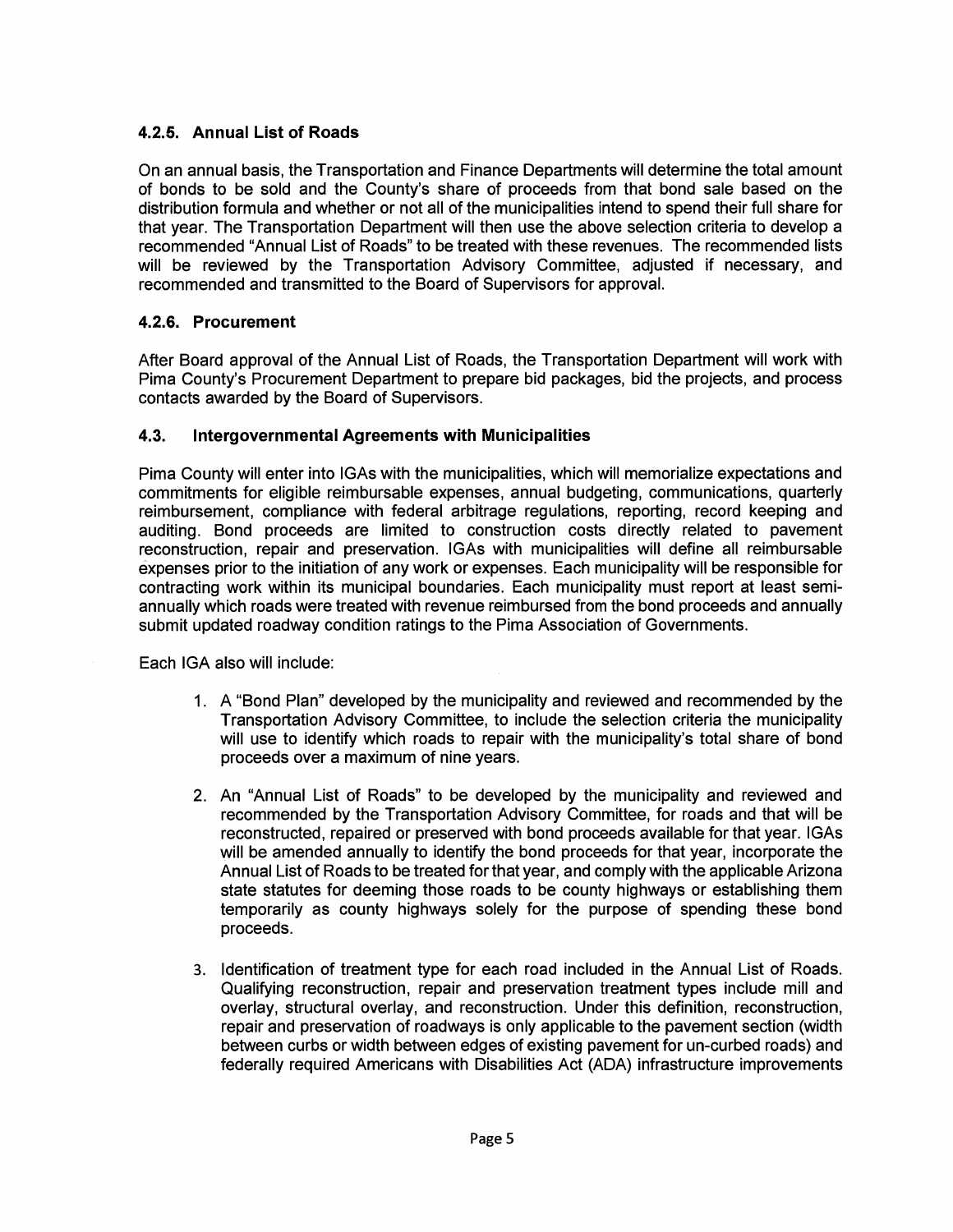### 4.2.5. Annual List of Roads

On an annual basis, the Transportation and Finance Departments will determine the total amount of bonds to be sold and the County's share of proceeds from that bond sale based on the distribution formula and whether or not all of the municipalities intend to spend their full share for that year. The Transportation Department will then use the above selection criteria to develop a recommended "Annual List of Roads" to be treated with these revenues. The recommended lists will be reviewed by the Transportation Advisory Committee, adjusted if necessary, and recommended and transmitted to the Board of Supervisors for approval.

### 4.2.6. Procurement

After Board approval of the Annual List of Roads, the Transportation Department will work with Pima County's Procurement Department to prepare bid packages, bid the projects, and process contacts awarded by the Board of Supervisors.

### 4.3. Intergovernmental Agreements with Municipalities

Pima County will enter into IGAs with the municipalities, which will memorialize expectations and commitments for eligible reimbursable expenses, annual budgeting, communications, quarterly reimbursement, compliance with federal arbitrage regulations, reporting, record keeping and auditing. Bond proceeds are limited to construction costs directly related to pavement reconstruction, repair and preservation. IGAs with municipalities will define all reimbursable expenses prior to the initiation of any work or expenses. Each municipality will be responsible for contracting work within its municipal boundaries. Each municipality must report at least semi-annually which roads were treated with revenue reimbursed from the bond proceeds and annually submit updated roadway condition ratings to the Pima Association of Governments.

Each IGA also will include:

1. A "Bond Plan" developed by the municipality and reviewed and recommended by the Transportation Advisory Committee, to include the selection criteria the municipality will use to identify which roads to repair with the municipality's total share of bond proceeds over a maximum of nine years.

2. An "Annual List of Roads" to be developed by the municipality and reviewed and recommended by the Transportation Advisory Committee, for roads and that will be reconstructed, repaired or preserved with bond proceeds available for that year. IGAs will be amended annually to identify the bond proceeds for that year, incorporate the Annual List of Roads to be treated for that year, and comply with the applicable Arizona state statutes for deeming those roads to be county highways or establishing them temporarily as county highways solely for the purpose of spending these bond proceeds.

3. Identification of treatment type for each road included in the Annual List of Roads. Qualifying reconstruction, repair and preservation treatment types include mill and overlay, structural overlay, and reconstruction. Under this definition, reconstruction, repair and preservation of roadways is only applicable to the pavement section (width between curbs or width between edges of existing pavement for un-curbed roads) and federally required Americans with Disabilities Act (ADA) infrastructure improvements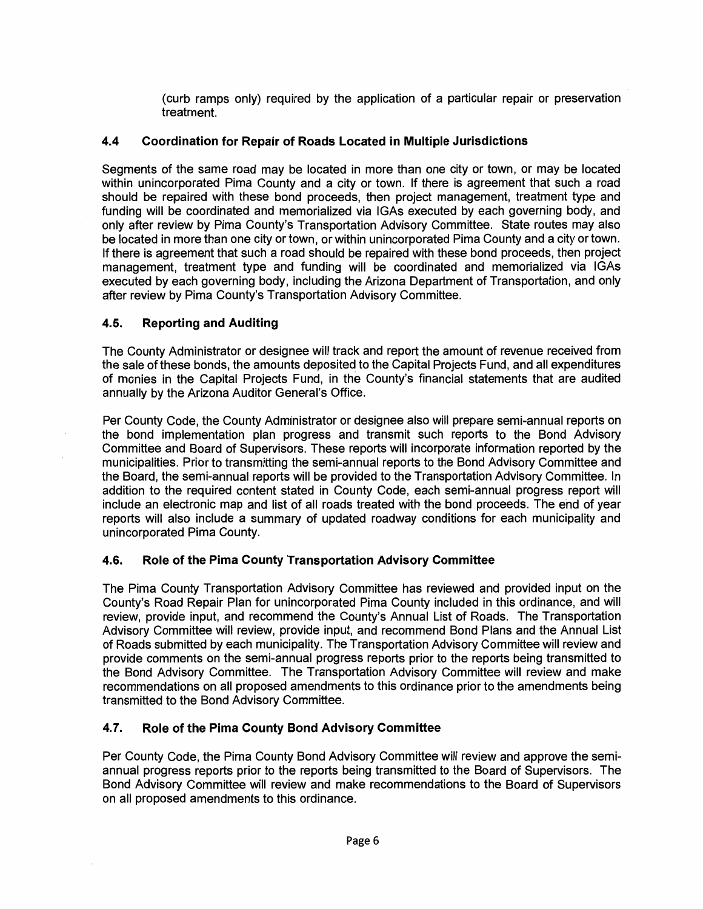(curb ramps only) required by the application of a particular repair or preservation treatment.

### 4.4 Coordination for Repair of Roads Located in Multiple Jurisdictions

Segments of the same road may be located in more than one city or town, or may be located within unincorporated Pima County and a city or town. If there is agreement that such a road should be repaired with these bond proceeds, then project management, treatment type and funding will be coordinated and memorialized via IGAs executed by each governing body, and only after review by Pima County's Transportation Advisory Committee. State routes may also be located in more than one city or town, or within unincorporated Pima County and a city or town. If there is agreement that such a road should be repaired with these bond proceeds, then project management, treatment type and funding will be coordinated and memorialized via IGAs executed by each governing body, including the Arizona Department of Transportation, and only after review by Pima County's Transportation Advisory Committee.

### 4.5. Reporting and Auditing

The County Administrator or designee will track and report the amount of revenue received from the sale of these bonds, the amounts deposited to the Capital Projects Fund, and all expenditures of monies in the Capital Projects Fund, in the County's financial statements that are audited annually by the Arizona Auditor General's Office.

Per County Code, the County Administrator or designee also will prepare semi-annual reports on the bond implementation plan progress and transmit such reports to the Bond Advisory Committee and Board of Supervisors. These reports will incorporate information reported by the municipalities. Prior to transmitting the semi-annual reports to the Bond Advisory Committee and the Board, the semi-annual reports will be provided to the Transportation Advisory Committee. In addition to the required content stated in County Code, each semi-annual progress report will include an electronic map and list of all roads treated with the bond proceeds. The end of year reports will also include a summary of updated roadway conditions for each municipality and unincorporated Pima County.

### 4.6. Role of the Pima County Transportation Advisory Committee

The Pima County Transportation Advisory Committee has reviewed and provided input on the County's Road Repair Plan for unincorporated Pima County included in this ordinance, and will review, provide input, and recommend the County's Annual List of Roads. The Transportation Advisory Committee will review, provide input, and recommend Bond Plans and the Annual List of Roads submitted by each municipality. The Transportation Advisory Committee will review and provide comments on the semi-annual progress reports prior to the reports being transmitted to the Bond Advisory Committee. The Transportation Advisory Committee will review and make recommendations on all proposed amendments to this ordinance prior to the amendments being transmitted to the Bond Advisory Committee.

### 4.7. Role of the Pima County Bond Advisory Committee

Per County Code, the Pima County Bond Advisory Committee will review and approve the semi-annual progress reports prior to the reports being transmitted to the Board of Supervisors. The Bond Advisory Committee will review and make recommendations to the Board of Supervisors on all proposed amendments to this ordinance.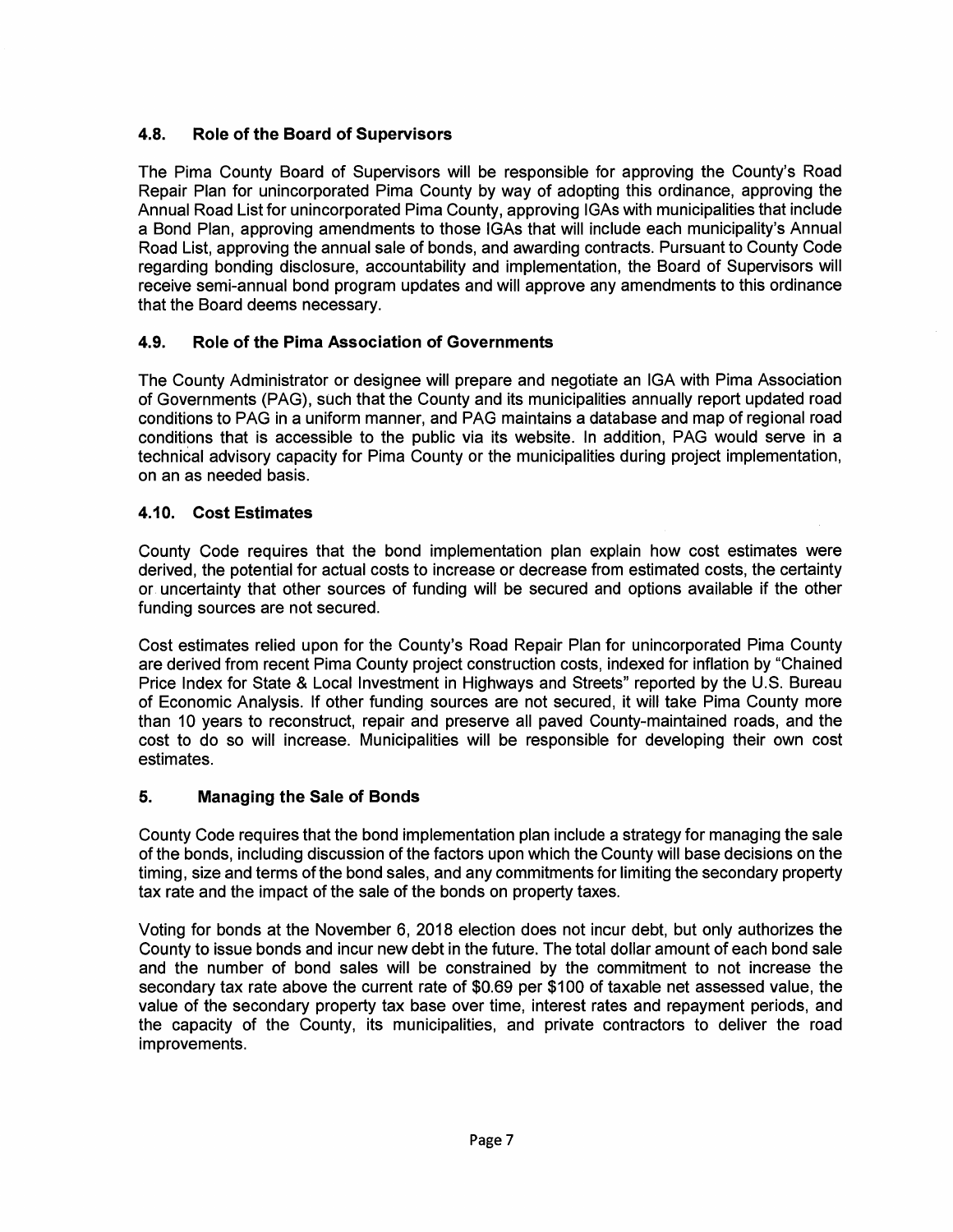### 4.8. Role of the Board of Supervisors

The Pima County Board of Supervisors will be responsible for approving the County's Road Repair Plan for unincorporated Pima County by way of adopting this ordinance, approving the Annual Road List for unincorporated Pima County, approving IGAs with municipalities that include a Bond Plan, approving amendments to those IGAs that will include each municipality's Annual Road List, approving the annual sale of bonds, and awarding contracts. Pursuant to County Code regarding bonding disclosure, accountability and implementation, the Board of Supervisors will receive semi-annual bond program updates and will approve any amendments to this ordinance that the Board deems necessary.

### 4.9. Role of the Pima Association of Governments

The County Administrator or designee will prepare and negotiate an IGA with Pima Association of Governments (PAG), such that the County and its municipalities annually report updated road conditions to PAG in a uniform manner, and PAG maintains a database and map of regional road conditions that is accessible to the public via its website. In addition, PAG would serve in a technical advisory capacity for Pima County or the municipalities during project implementation, on an as needed basis.

### 4.10. Cost Estimates

County Code requires that the bond implementation plan explain how cost estimates were derived, the potential for actual costs to increase or decrease from estimated costs, the certainty or uncertainty that other sources of funding will be secured and options available if the other funding sources are not secured.

Cost estimates relied upon for the County's Road Repair Plan for unincorporated Pima County are derived from recent Pima County project construction costs, indexed for inflation by "Chained Price Index for State & Local Investment in Highways and Streets" reported by the U.S. Bureau of Economic Analysis. If other funding sources are not secured, it will take Pima County more than 10 years to reconstruct, repair and preserve all paved County-maintained roads, and the cost to do so will increase. Municipalities will be responsible for developing their own cost estimates.

## 5. Managing the Sale of Bonds

County Code requires that the bond implementation plan include a strategy for managing the sale of the bonds, including discussion of the factors upon which the County will base decisions on the timing, size and terms of the bond sales, and any commitments for limiting the secondary property tax rate and the impact of the sale of the bonds on property taxes.

Voting for bonds at the November 6, 2018 election does not incur debt, but only authorizes the County to issue bonds and incur new debt in the future. The total dollar amount of each bond sale and the number of bond sales will be constrained by the commitment to not increase the secondary tax rate above the current rate of $0.69 per $100 of taxable net assessed value, the value of the secondary property tax base over time, interest rates and repayment periods, and the capacity of the County, its municipalities, and private contractors to deliver the road improvements.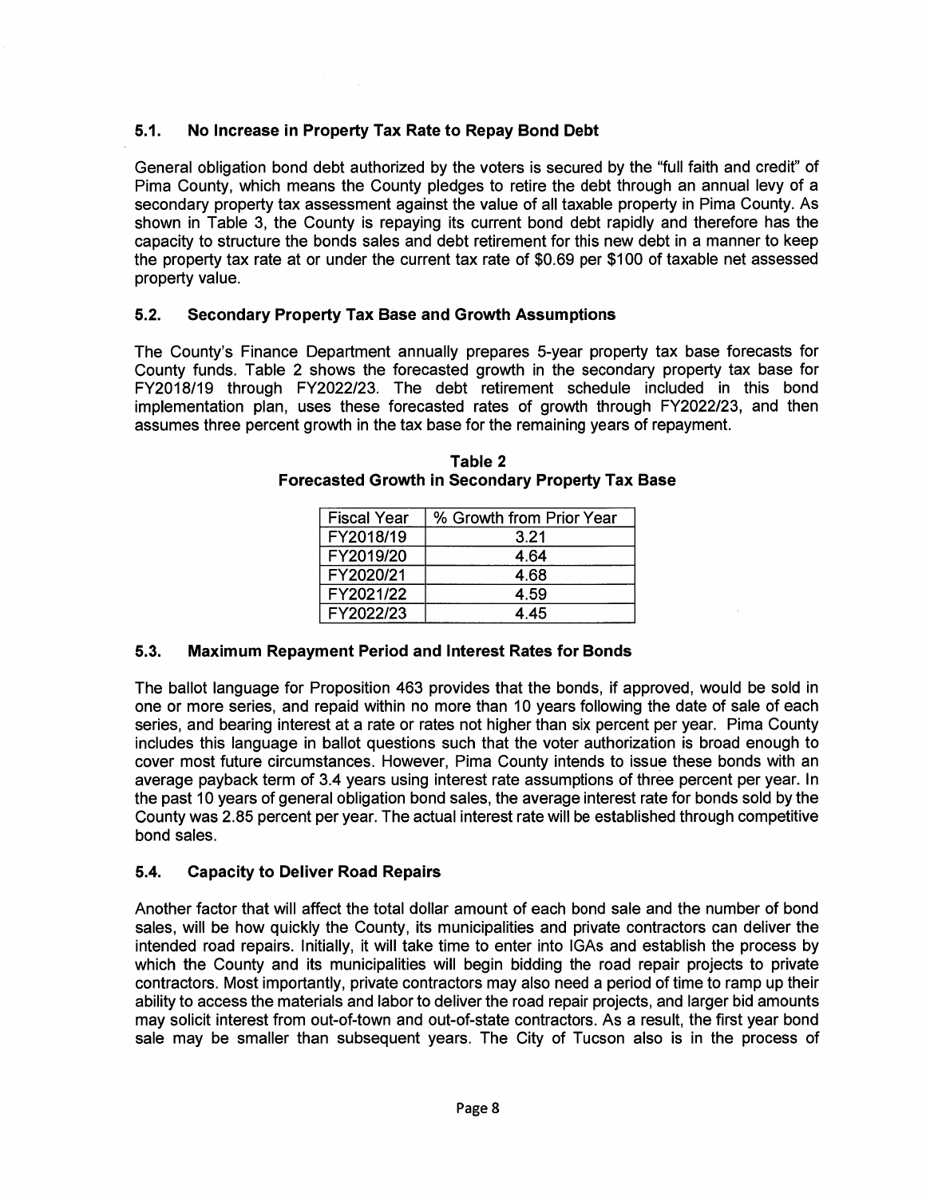### 5.1. No Increase in Property Tax Rate to Repay Bond Debt

General obligation bond debt authorized by the voters is secured by the "full faith and credit" of Pima County, which means the County pledges to retire the debt through an annual levy of a secondary property tax assessment against the value of all taxable property in Pima County. As shown in Table 3, the County is repaying its current bond debt rapidly and therefore has the capacity to structure the bonds sales and debt retirement for this new debt in a manner to keep the property tax rate at or under the current tax rate of $0.69 per $100 of taxable net assessed property value.

### 5.2. Secondary Property Tax Base and Growth Assumptions

The County's Finance Department annually prepares 5-year property tax base forecasts for County funds. Table 2 shows the forecasted growth in the secondary property tax base for FY2018/19 through FY2022/23. The debt retirement schedule included in this bond implementation plan, uses these forecasted rates of growth through FY2022/23, and then assumes three percent growth in the tax base for the remaining years of repayment.

**Table 2**
**Forecasted Growth in Secondary Property Tax Base**

| Fiscal Year | % Growth from Prior Year |
|---|---|
| FY2018/19 | 3.21 |
| FY2019/20 | 4.64 |
| FY2020/21 | 4.68 |
| FY2021/22 | 4.59 |
| FY2022/23 | 4.45 |

### 5.3. Maximum Repayment Period and Interest Rates for Bonds

The ballot language for Proposition 463 provides that the bonds, if approved, would be sold in one or more series, and repaid within no more than 10 years following the date of sale of each series, and bearing interest at a rate or rates not higher than six percent per year. Pima County includes this language in ballot questions such that the voter authorization is broad enough to cover most future circumstances. However, Pima County intends to issue these bonds with an average payback term of 3.4 years using interest rate assumptions of three percent per year. In the past 10 years of general obligation bond sales, the average interest rate for bonds sold by the County was 2.85 percent per year. The actual interest rate will be established through competitive bond sales.

### 5.4. Capacity to Deliver Road Repairs

Another factor that will affect the total dollar amount of each bond sale and the number of bond sales, will be how quickly the County, its municipalities and private contractors can deliver the intended road repairs. Initially, it will take time to enter into IGAs and establish the process by which the County and its municipalities will begin bidding the road repair projects to private contractors. Most importantly, private contractors may also need a period of time to ramp up their ability to access the materials and labor to deliver the road repair projects, and larger bid amounts may solicit interest from out-of-town and out-of-state contractors. As a result, the first year bond sale may be smaller than subsequent years. The City of Tucson also is in the process of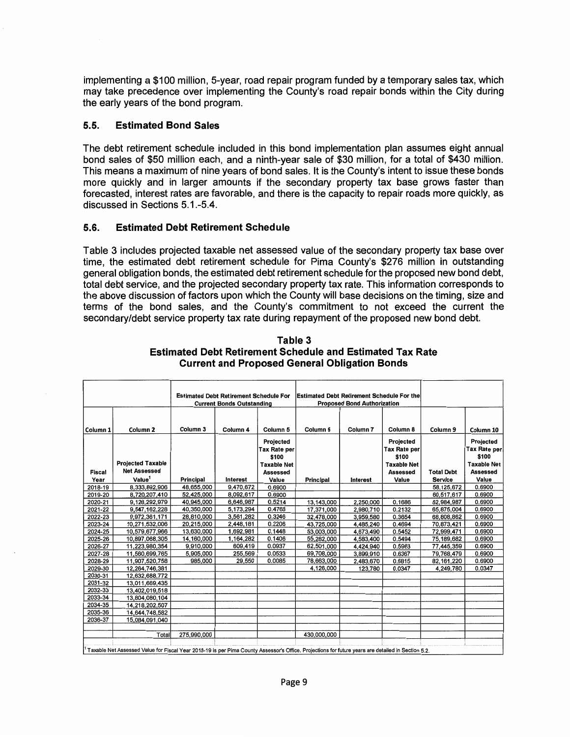implementing a $100 million, 5-year, road repair program funded by a temporary sales tax, which may take precedence over implementing the County's road repair bonds within the City during the early years of the bond program.

### 5.5. Estimated Bond Sales

The debt retirement schedule included in this bond implementation plan assumes eight annual bond sales of $50 million each, and a ninth-year sale of $30 million, for a total of $430 million. This means a maximum of nine years of bond sales. It is the County's intent to issue these bonds more quickly and in larger amounts if the secondary property tax base grows faster than forecasted, interest rates are favorable, and there is the capacity to repair roads more quickly, as discussed in Sections 5.1.-5.4.

### 5.6. Estimated Debt Retirement Schedule

Table 3 includes projected taxable net assessed value of the secondary property tax base over time, the estimated debt retirement schedule for Pima County's $276 million in outstanding general obligation bonds, the estimated debt retirement schedule for the proposed new bond debt, total debt service, and the projected secondary property tax rate. This information corresponds to the above discussion of factors upon which the County will base decisions on the timing, size and terms of the bond sales, and the County's commitment to not exceed the current the secondary/debt service property tax rate during repayment of the proposed new bond debt.

**Table 3**
**Estimated Debt Retirement Schedule and Estimated Tax Rate**
**Current and Proposed General Obligation Bonds**

| | | Estimated Debt Retirement Schedule For Current Bonds Outstanding | | | Estimated Debt Retirement Schedule For the Proposed Bond Authorization | | | | |
|---|---|---|---|---|---|---|---|---|---|
| Column 1 | Column 2 | Column 3 | Column 4 | Column 5 | Column 6 | Column 7 | Column 8 | Column 9 | Column 10 |
| Fiscal Year | Projected Taxable Net Assessed Value[1] | Principal | Interest | Projected Tax Rate per $100 Taxable Net Assessed Value | Principal | Interest | Projected Tax Rate per $100 Taxable Net Assessed Value | Total Debt Service | Projected Tax Rate per $100 Taxable Net Assessed Value |
| 2018-19 | 8,333,892,906 | 48,655,000 | 9,470,672 | 0.6900 | | | | 58,125,672 | 0.6900 |
| 2019-20 | 8,720,207,410 | 52,425,000 | 8,092,617 | 0.6900 | | | | 60,517,617 | 0.6900 |
| 2020-21 | 9,128,292,979 | 40,945,000 | 6,646,987 | 0.5214 | 13,143,000 | 2,250,000 | 0.1686 | 62,984,987 | 0.6900 |
| 2021-22 | 9,547,162,228 | 40,350,000 | 5,173,294 | 0.4768 | 17,371,000 | 2,980,710 | 0.2132 | 65,875,004 | 0.6900 |
| 2022-23 | 9,972,361,171 | 28,810,000 | 3,561,282 | 0.3246 | 32,478,000 | 3,959,580 | 0.3654 | 68,808,862 | 0.6900 |
| 2023-24 | 10,271,532,006 | 20,215,000 | 2,448,181 | 0.2206 | 43,725,000 | 4,485,240 | 0.4694 | 70,873,421 | 0.6900 |
| 2024-25 | 10,579,677,966 | 13,630,000 | 1,692,981 | 0.1448 | 53,003,000 | 4,673,490 | 0.5452 | 72,999,471 | 0.6900 |
| 2025-26 | 10,897,068,305 | 14,160,000 | 1,164,282 | 0.1406 | 55,282,000 | 4,583,400 | 0.5494 | 75,189,682 | 0.6900 |
| 2026-27 | 11,223,980,354 | 9,910,000 | 609,419 | 0.0937 | 62,501,000 | 4,424,940 | 0.5963 | 77,445,359 | 0.6900 |
| 2027-28 | 11,560,699,765 | 5,905,000 | 255,569 | 0.0533 | 69,708,000 | 3,899,910 | 0.6367 | 79,768,479 | 0.6900 |
| 2028-29 | 11,907,520,758 | 985,000 | 29,550 | 0.0085 | 78,663,000 | 2,483,670 | 0.6815 | 82,161,220 | 0.6900 |
| 2029-30 | 12,264,746,381 | | | | 4,126,000 | 123,780 | 0.0347 | 4,249,780 | 0.0347 |
| 2030-31 | 12,632,688,772 | | | | | | | | |
| 2031-32 | 13,011,669,435 | | | | | | | | |
| 2032-33 | 13,402,019,518 | | | | | | | | |
| 2033-34 | 13,804,080,104 | | | | | | | | |
| 2034-35 | 14,218,202,507 | | | | | | | | |
| 2035-36 | 14,644,748,582 | | | | | | | | |
| 2036-37 | 15,084,091,040 | | | | | | | | |
| | Total | 275,990,000 | | | 430,000,000 | | | | |

[1] Taxable Net Assessed Value for Fiscal Year 2018-19 is per Pima County Assessor's Office. Projections for future years are detailed in Section 5.2.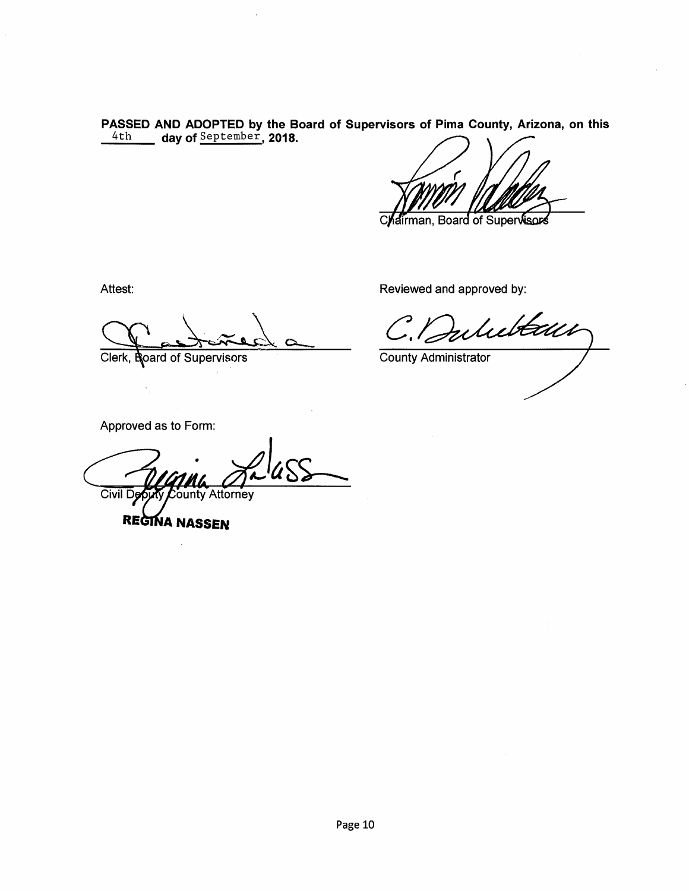**PASSED AND ADOPTED by the Board of Supervisors of Pima County, Arizona, on this \_\_4th\_\_ day of September, 2018.**

Chairman, Board of Supervisors

Attest:

Clerk, Board of Supervisors

Reviewed and approved by:

County Administrator

Approved as to Form:

Civil Deputy County Attorney

**REGINA NASSEN**